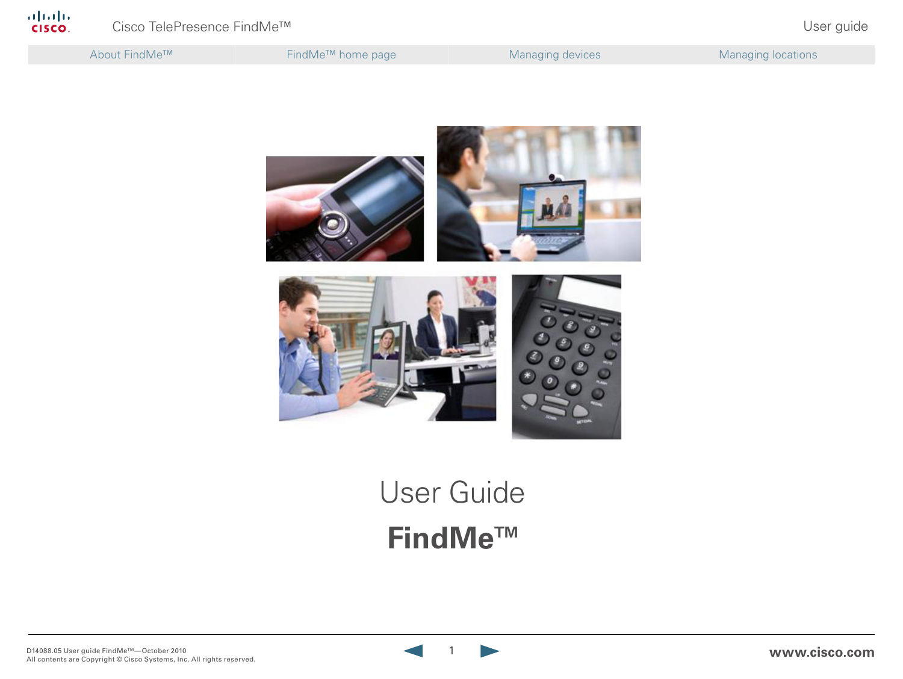# User Guide

## FindMe™

D14088.05 User guide FindMe™—October 2010
All contents are Copyright © Cisco Systems, Inc. All rights reserved.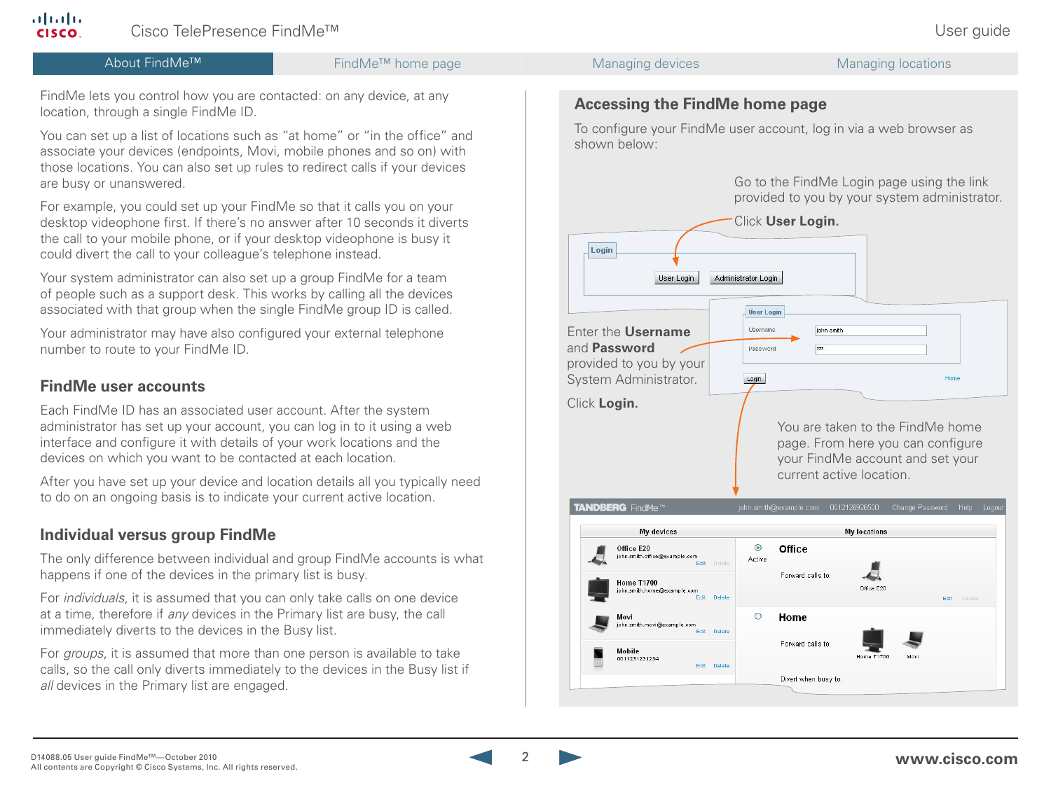FindMe lets you control how you are contacted: on any device, at any location, through a single FindMe ID.

You can set up a list of locations such as "at home" or "in the office" and associate your devices (endpoints, Movi, mobile phones and so on) with those locations. You can also set up rules to redirect calls if your devices are busy or unanswered.

For example, you could set up your FindMe so that it calls you on your desktop videophone first. If there's no answer after 10 seconds it diverts the call to your mobile phone, or if your desktop videophone is busy it could divert the call to your colleague's telephone instead.

Your system administrator can also set up a group FindMe for a team of people such as a support desk. This works by calling all the devices associated with that group when the single FindMe group ID is called.

Your administrator may have also configured your external telephone number to route to your FindMe ID.

## FindMe user accounts

Each FindMe ID has an associated user account. After the system administrator has set up your account, you can log in to it using a web interface and configure it with details of your work locations and the devices on which you want to be contacted at each location.

After you have set up your device and location details all you typically need to do on an ongoing basis is to indicate your current active location.

## Individual versus group FindMe

The only difference between individual and group FindMe accounts is what happens if one of the devices in the primary list is busy.

For *individuals*, it is assumed that you can only take calls on one device at a time, therefore if *any* devices in the Primary list are busy, the call immediately diverts to the devices in the Busy list.

For *groups*, it is assumed that more than one person is available to take calls, so the call only diverts immediately to the devices in the Busy list if *all* devices in the Primary list are engaged.

## Accessing the FindMe home page

To configure your FindMe user account, log in via a web browser as shown below:

Go to the FindMe Login page using the link provided to you by your system administrator.

Click **User Login.**

Enter the **Username** and **Password** provided to you by your System Administrator.

Click **Login.**

You are taken to the FindMe home page. From here you can configure your FindMe account and set your current active location.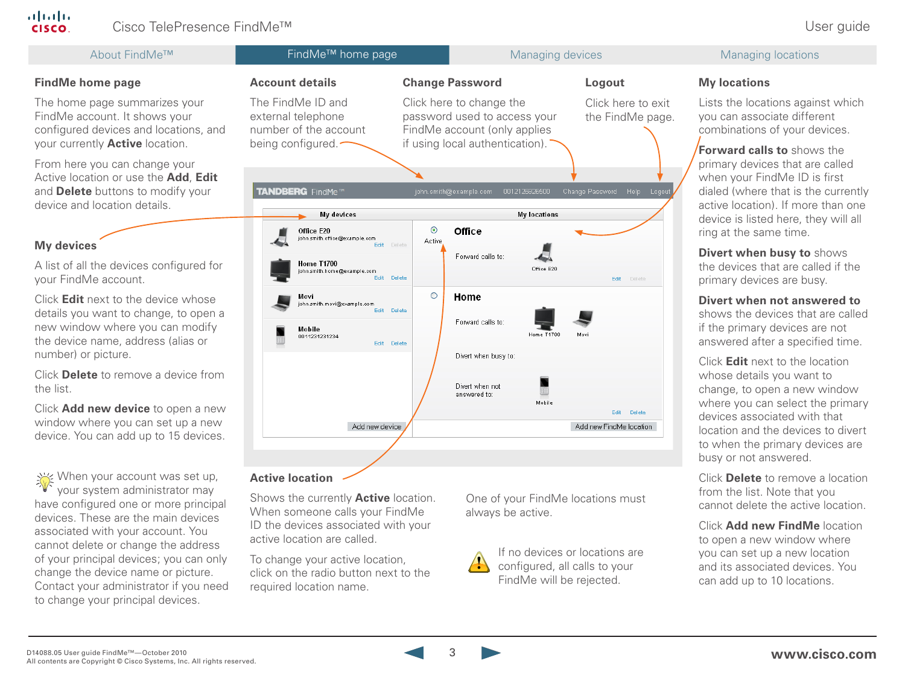## FindMe home page

The home page summarizes your FindMe account. It shows your configured devices and locations, and your currently **Active** location.

From here you can change your Active location or use the **Add**, **Edit** and **Delete** buttons to modify your device and location details.

### My devices

A list of all the devices configured for your FindMe account.

Click **Edit** next to the device whose details you want to change, to open a new window where you can modify the device name, address (alias or number) or picture.

Click **Delete** to remove a device from the list.

Click **Add new device** to open a new window where you can set up a new device. You can add up to 15 devices.

When your account was set up, your system administrator may have configured one or more principal devices. These are the main devices associated with your account. You cannot delete or change the address of your principal devices; you can only change the device name or picture. Contact your administrator if you need to change your principal devices.

### Account details

The FindMe ID and external telephone number of the account being configured.

### Change Password

Click here to change the password used to access your FindMe account (only applies if using local authentication).

### Logout

Click here to exit the FindMe page.

### Active location

Shows the currently **Active** location. When someone calls your FindMe ID the devices associated with your active location are called.

To change your active location, click on the radio button next to the required location name.

One of your FindMe locations must always be active.

If no devices or locations are configured, all calls to your FindMe will be rejected.

### My locations

Lists the locations against which you can associate different combinations of your devices.

**Forward calls to** shows the primary devices that are called when your FindMe ID is first dialed (where that is the currently active location). If more than one device is listed here, they will all ring at the same time.

**Divert when busy to** shows the devices that are called if the primary devices are busy.

**Divert when not answered to** shows the devices that are called if the primary devices are not answered after a specified time.

Click **Edit** next to the location whose details you want to change, to open a new window where you can select the primary devices associated with that location and the devices to divert to when the primary devices are busy or not answered.

Click **Delete** to remove a location from the list. Note that you cannot delete the active location.

Click **Add new FindMe** location to open a new window where you can set up a new location and its associated devices. You can add up to 10 locations.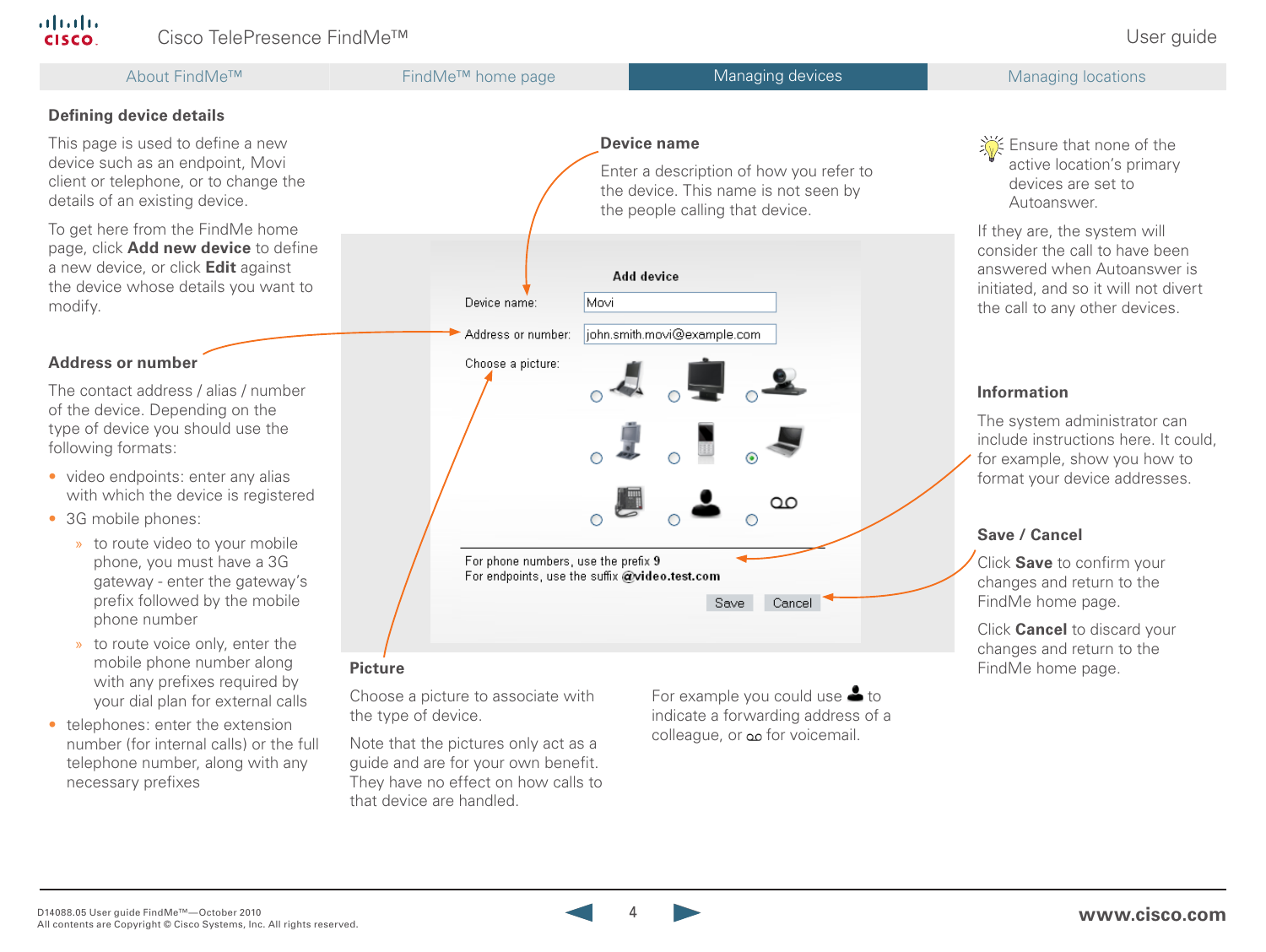## Defining device details

This page is used to define a new device such as an endpoint, Movi client or telephone, or to change the details of an existing device.

To get here from the FindMe home page, click **Add new device** to define a new device, or click **Edit** against the device whose details you want to modify.

### Address or number

The contact address / alias / number of the device. Depending on the type of device you should use the following formats:

- video endpoints: enter any alias with which the device is registered
- 3G mobile phones:
  - to route video to your mobile phone, you must have a 3G gateway - enter the gateway's prefix followed by the mobile phone number
  - to route voice only, enter the mobile phone number along with any prefixes required by your dial plan for external calls
- telephones: enter the extension number (for internal calls) or the full telephone number, along with any necessary prefixes

### Device name

Enter a description of how you refer to the device. This name is not seen by the people calling that device.

**Add device**

Device name: Movi

Address or number: john.smith.movi@example.com

Choose a picture:

For phone numbers, use the prefix **9**
For endpoints, use the suffix **@video.test.com**

Save Cancel

### Picture

Choose a picture to associate with the type of device.

Note that the pictures only act as a guide and are for your own benefit. They have no effect on how calls to that device are handled.

For example you could use [person icon] to indicate a forwarding address of a colleague, or [voicemail icon] for voicemail.

Ensure that none of the active location's primary devices are set to Autoanswer.

If they are, the system will consider the call to have been answered when Autoanswer is initiated, and so it will not divert the call to any other devices.

### Information

The system administrator can include instructions here. It could, for example, show you how to format your device addresses.

### Save / Cancel

Click **Save** to confirm your changes and return to the FindMe home page.

Click **Cancel** to discard your changes and return to the FindMe home page.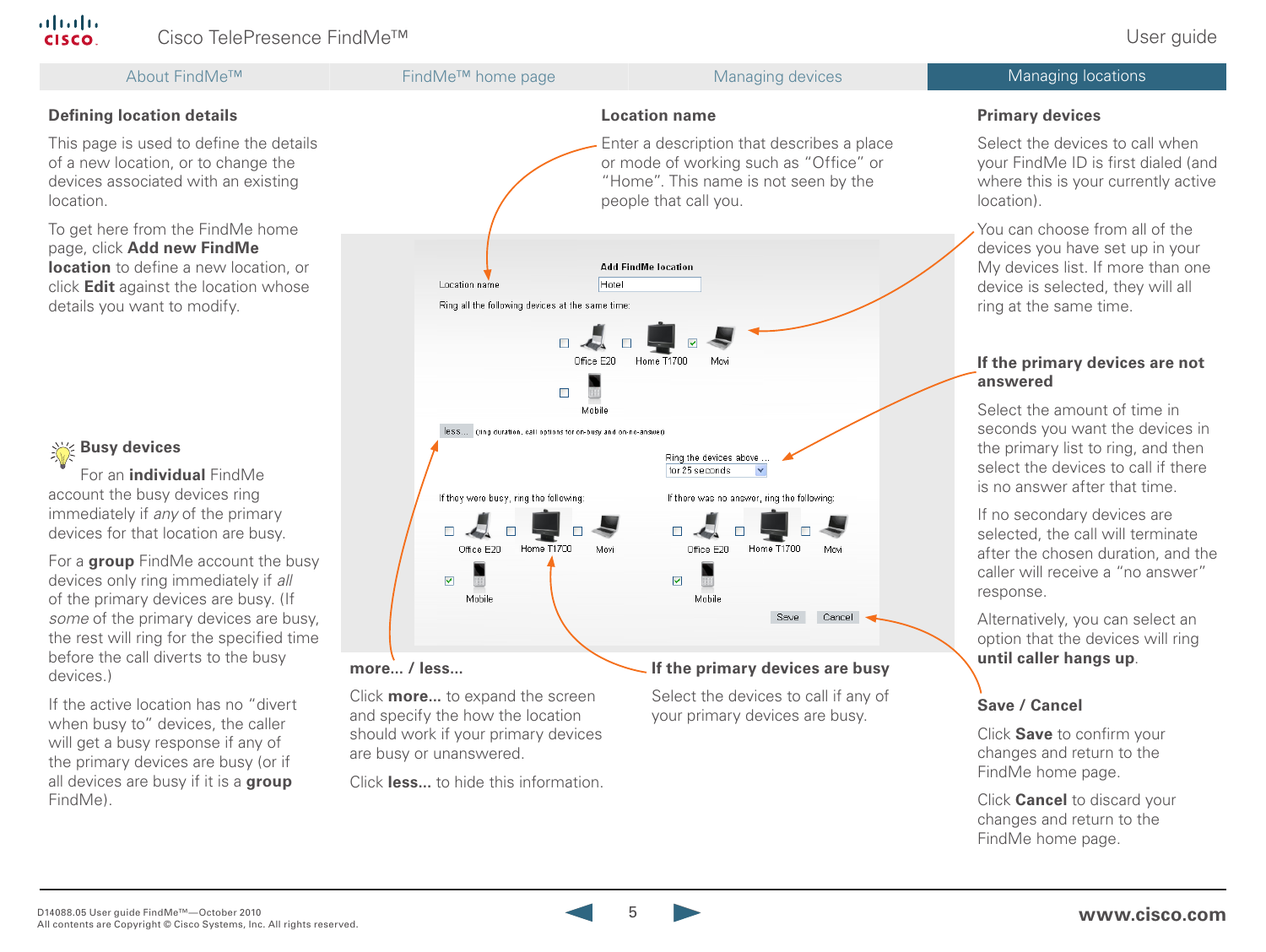## Defining location details

This page is used to define the details of a new location, or to change the devices associated with an existing location.

To get here from the FindMe home page, click **Add new FindMe location** to define a new location, or click **Edit** against the location whose details you want to modify.

### Busy devices

For an **individual** FindMe account the busy devices ring immediately if *any* of the primary devices for that location are busy.

For a **group** FindMe account the busy devices only ring immediately if *all* of the primary devices are busy. (If *some* of the primary devices are busy, the rest will ring for the specified time before the call diverts to the busy devices.)

If the active location has no "divert when busy to" devices, the caller will get a busy response if any of the primary devices are busy (or if all devices are busy if it is a **group** FindMe).

### Location name

Enter a description that describes a place or mode of working such as "Office" or "Home". This name is not seen by the people that call you.

### more... / less...

Click **more...** to expand the screen and specify the how the location should work if your primary devices are busy or unanswered.

Click **less...** to hide this information.

### If the primary devices are busy

Select the devices to call if any of your primary devices are busy.

### Primary devices

Select the devices to call when your FindMe ID is first dialed (and where this is your currently active location).

You can choose from all of the devices you have set up in your My devices list. If more than one device is selected, they will all ring at the same time.

### If the primary devices are not answered

Select the amount of time in seconds you want the devices in the primary list to ring, and then select the devices to call if there is no answer after that time.

If no secondary devices are selected, the call will terminate after the chosen duration, and the caller will receive a "no answer" response.

Alternatively, you can select an option that the devices will ring **until caller hangs up**.

### Save / Cancel

Click **Save** to confirm your changes and return to the FindMe home page.

Click **Cancel** to discard your changes and return to the FindMe home page.